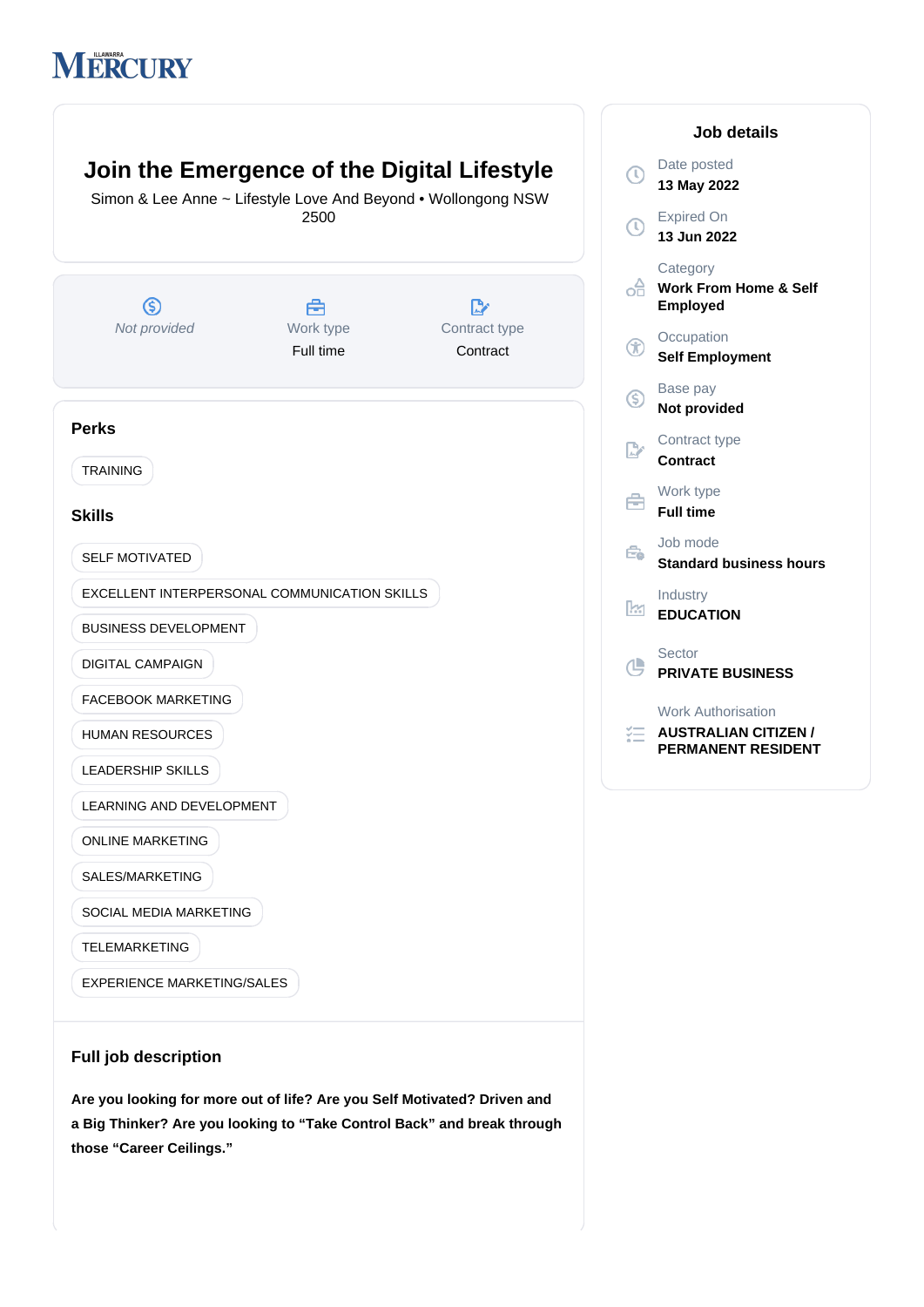ILLAWARRA MERCURY

# Join the Emergence of the Digital Lifestyle

Simon & Lee Anne ~ Lifestyle Love And Beyond • Wollongong NSW 2500

*Not provided*

Work type
Full time

Contract type
Contract

## Perks

TRAINING

## Skills

SELF MOTIVATED

EXCELLENT INTERPERSONAL COMMUNICATION SKILLS

BUSINESS DEVELOPMENT

DIGITAL CAMPAIGN

FACEBOOK MARKETING

HUMAN RESOURCES

LEADERSHIP SKILLS

LEARNING AND DEVELOPMENT

ONLINE MARKETING

SALES/MARKETING

SOCIAL MEDIA MARKETING

TELEMARKETING

EXPERIENCE MARKETING/SALES

## Full job description

**Are you looking for more out of life? Are you Self Motivated? Driven and a Big Thinker? Are you looking to "Take Control Back" and break through those "Career Ceilings."**

## Job details

Date posted
**13 May 2022**

Expired On
**13 Jun 2022**

Category
**Work From Home & Self Employed**

Occupation
**Self Employment**

Base pay
**Not provided**

Contract type
**Contract**

Work type
**Full time**

Job mode
**Standard business hours**

Industry
**EDUCATION**

Sector
**PRIVATE BUSINESS**

Work Authorisation
**AUSTRALIAN CITIZEN / PERMANENT RESIDENT**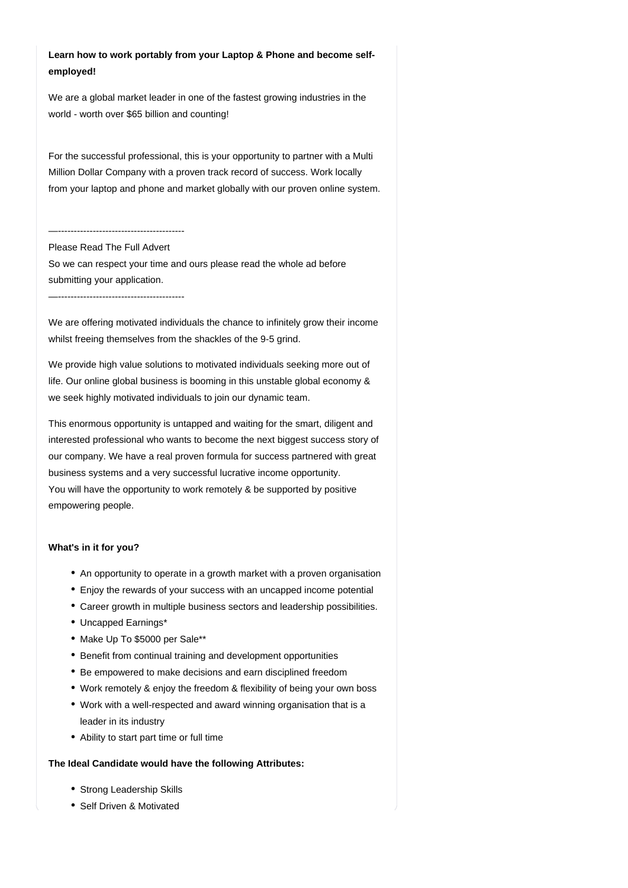**Learn how to work portably from your Laptop & Phone and become self-employed!**

We are a global market leader in one of the fastest growing industries in the world - worth over $65 billion and counting!

For the successful professional, this is your opportunity to partner with a Multi Million Dollar Company with a proven track record of success. Work locally from your laptop and phone and market globally with our proven online system.

—-----------------------------------------

Please Read The Full Advert

So we can respect your time and ours please read the whole ad before submitting your application.

—-----------------------------------------

We are offering motivated individuals the chance to infinitely grow their income whilst freeing themselves from the shackles of the 9-5 grind.

We provide high value solutions to motivated individuals seeking more out of life. Our online global business is booming in this unstable global economy & we seek highly motivated individuals to join our dynamic team.

This enormous opportunity is untapped and waiting for the smart, diligent and interested professional who wants to become the next biggest success story of our company. We have a real proven formula for success partnered with great business systems and a very successful lucrative income opportunity.
You will have the opportunity to work remotely & be supported by positive empowering people.

**What's in it for you?**

- An opportunity to operate in a growth market with a proven organisation
- Enjoy the rewards of your success with an uncapped income potential
- Career growth in multiple business sectors and leadership possibilities.
- Uncapped Earnings*
- Make Up To $5000 per Sale**
- Benefit from continual training and development opportunities
- Be empowered to make decisions and earn disciplined freedom
- Work remotely & enjoy the freedom & flexibility of being your own boss
- Work with a well-respected and award winning organisation that is a leader in its industry
- Ability to start part time or full time

**The Ideal Candidate would have the following Attributes:**

- Strong Leadership Skills
- Self Driven & Motivated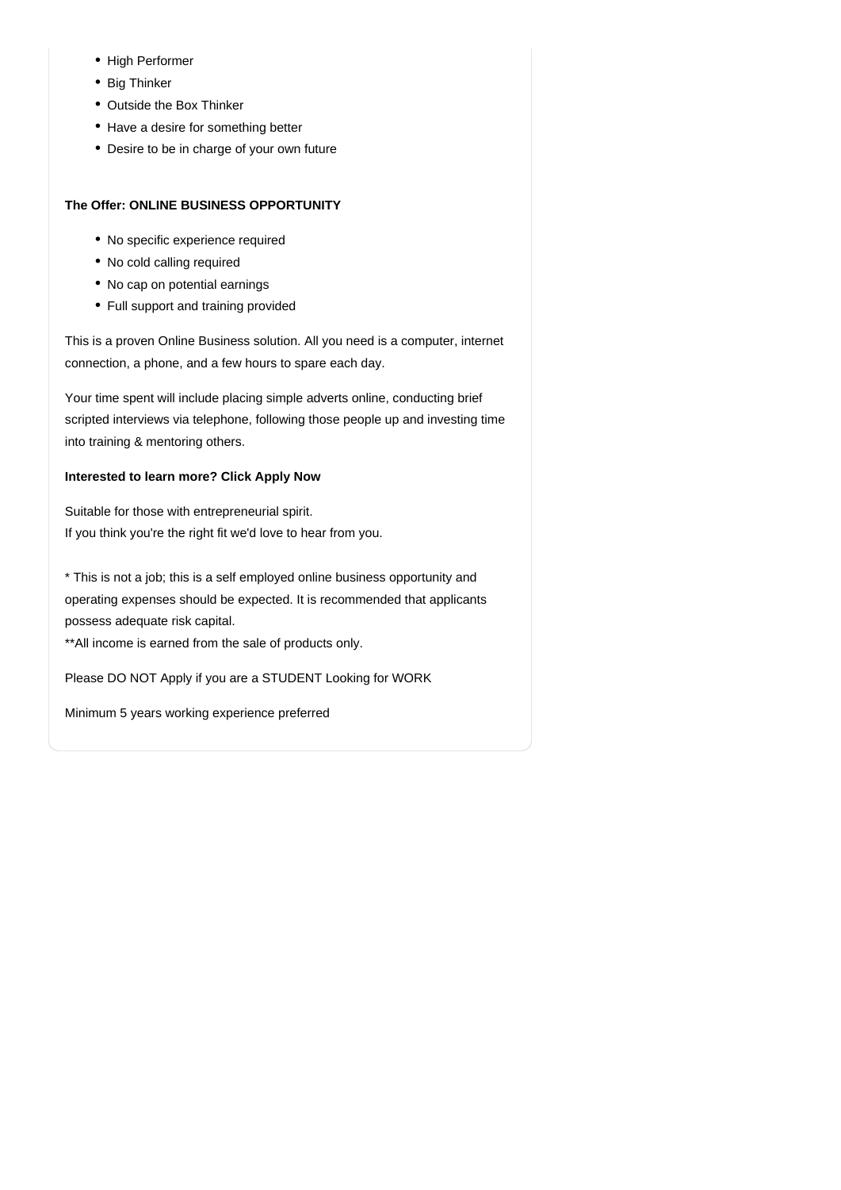- High Performer
- Big Thinker
- Outside the Box Thinker
- Have a desire for something better
- Desire to be in charge of your own future

**The Offer: ONLINE BUSINESS OPPORTUNITY**

- No specific experience required
- No cold calling required
- No cap on potential earnings
- Full support and training provided

This is a proven Online Business solution. All you need is a computer, internet connection, a phone, and a few hours to spare each day.

Your time spent will include placing simple adverts online, conducting brief scripted interviews via telephone, following those people up and investing time into training & mentoring others.

**Interested to learn more? Click Apply Now**

Suitable for those with entrepreneurial spirit.
If you think you're the right fit we'd love to hear from you.

* This is not a job; this is a self employed online business opportunity and operating expenses should be expected. It is recommended that applicants possess adequate risk capital.
**All income is earned from the sale of products only.

Please DO NOT Apply if you are a STUDENT Looking for WORK

Minimum 5 years working experience preferred